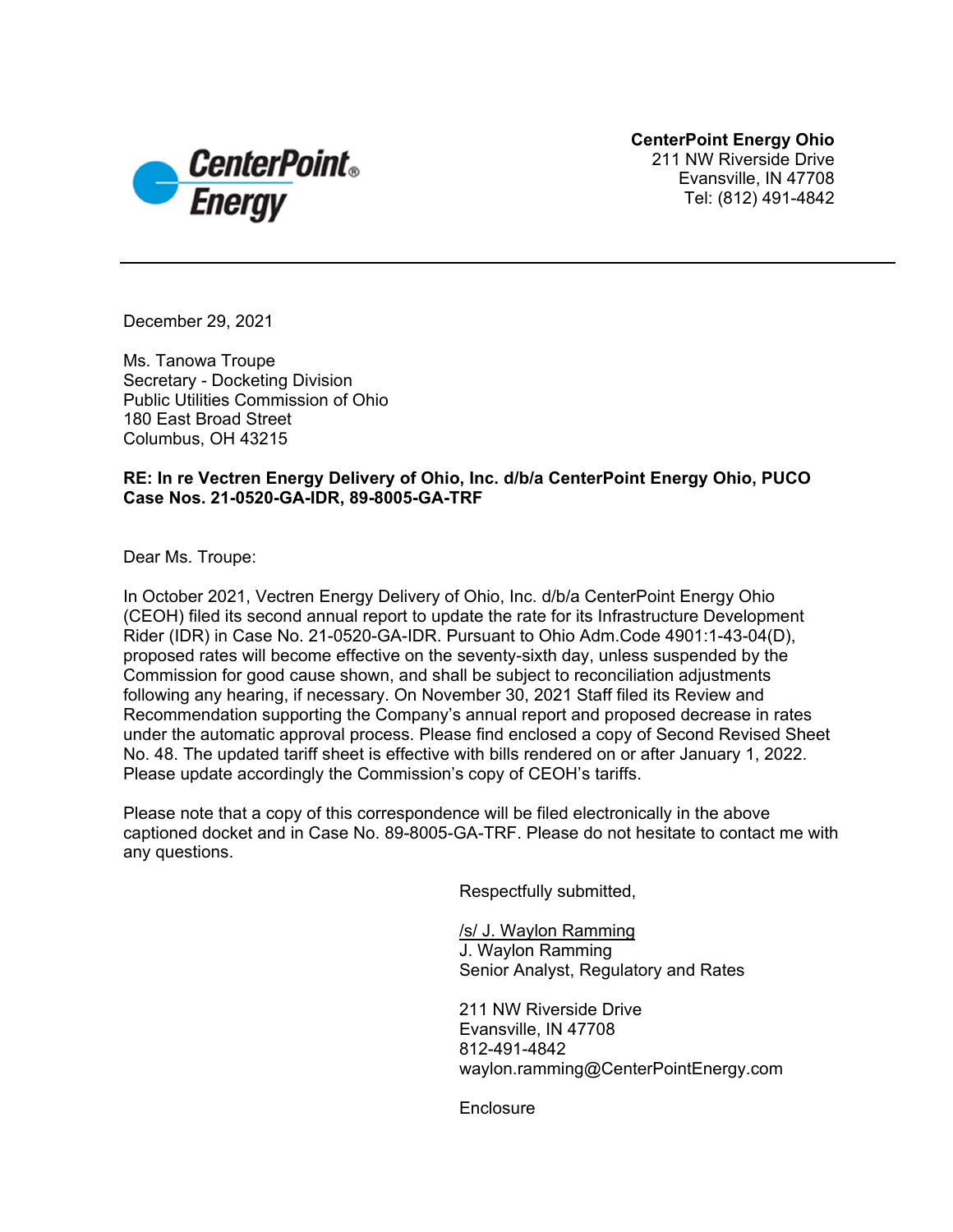**CenterPoint Energy Ohio**
211 NW Riverside Drive
Evansville, IN 47708
Tel: (812) 491-4842

---

December 29, 2021

Ms. Tanowa Troupe
Secretary - Docketing Division
Public Utilities Commission of Ohio
180 East Broad Street
Columbus, OH 43215

**RE: In re Vectren Energy Delivery of Ohio, Inc. d/b/a CenterPoint Energy Ohio, PUCO Case Nos. 21-0520-GA-IDR, 89-8005-GA-TRF**

Dear Ms. Troupe:

In October 2021, Vectren Energy Delivery of Ohio, Inc. d/b/a CenterPoint Energy Ohio (CEOH) filed its second annual report to update the rate for its Infrastructure Development Rider (IDR) in Case No. 21-0520-GA-IDR. Pursuant to Ohio Adm.Code 4901:1-43-04(D), proposed rates will become effective on the seventy-sixth day, unless suspended by the Commission for good cause shown, and shall be subject to reconciliation adjustments following any hearing, if necessary. On November 30, 2021 Staff filed its Review and Recommendation supporting the Company's annual report and proposed decrease in rates under the automatic approval process. Please find enclosed a copy of Second Revised Sheet No. 48. The updated tariff sheet is effective with bills rendered on or after January 1, 2022. Please update accordingly the Commission's copy of CEOH's tariffs.

Please note that a copy of this correspondence will be filed electronically in the above captioned docket and in Case No. 89-8005-GA-TRF. Please do not hesitate to contact me with any questions.

Respectfully submitted,

/s/ J. Waylon Ramming
J. Waylon Ramming
Senior Analyst, Regulatory and Rates

211 NW Riverside Drive
Evansville, IN 47708
812-491-4842
waylon.ramming@CenterPointEnergy.com

Enclosure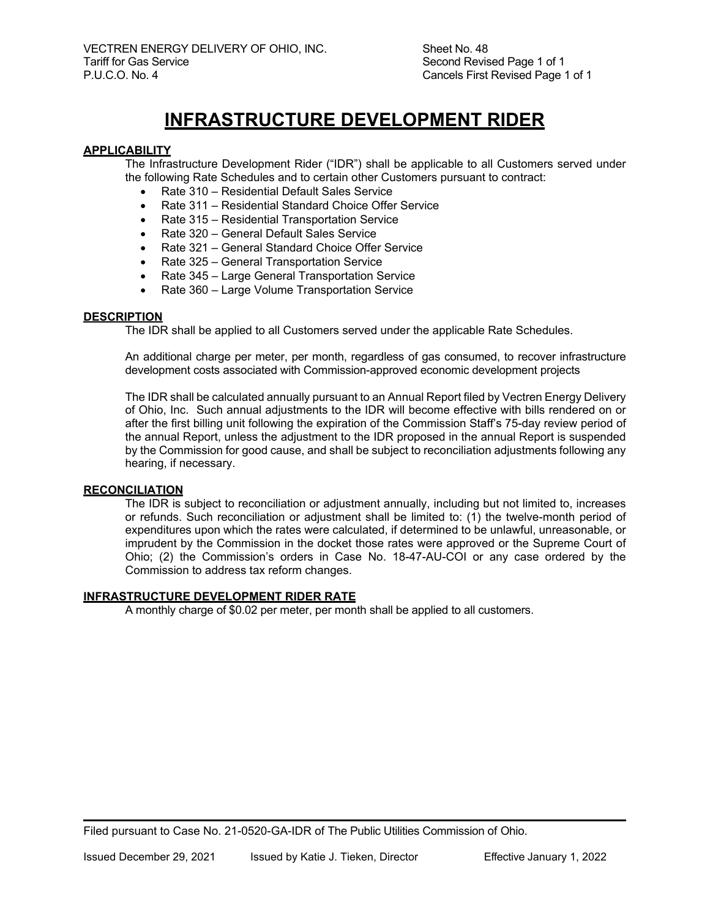VECTREN ENERGY DELIVERY OF OHIO, INC.
Tariff for Gas Service
P.U.C.O. No. 4

Sheet No. 48
Second Revised Page 1 of 1
Cancels First Revised Page 1 of 1

# INFRASTRUCTURE DEVELOPMENT RIDER

**APPLICABILITY**

The Infrastructure Development Rider ("IDR") shall be applicable to all Customers served under the following Rate Schedules and to certain other Customers pursuant to contract:

- Rate 310 – Residential Default Sales Service
- Rate 311 – Residential Standard Choice Offer Service
- Rate 315 – Residential Transportation Service
- Rate 320 – General Default Sales Service
- Rate 321 – General Standard Choice Offer Service
- Rate 325 – General Transportation Service
- Rate 345 – Large General Transportation Service
- Rate 360 – Large Volume Transportation Service

**DESCRIPTION**

The IDR shall be applied to all Customers served under the applicable Rate Schedules.

An additional charge per meter, per month, regardless of gas consumed, to recover infrastructure development costs associated with Commission-approved economic development projects

The IDR shall be calculated annually pursuant to an Annual Report filed by Vectren Energy Delivery of Ohio, Inc. Such annual adjustments to the IDR will become effective with bills rendered on or after the first billing unit following the expiration of the Commission Staff's 75-day review period of the annual Report, unless the adjustment to the IDR proposed in the annual Report is suspended by the Commission for good cause, and shall be subject to reconciliation adjustments following any hearing, if necessary.

**RECONCILIATION**

The IDR is subject to reconciliation or adjustment annually, including but not limited to, increases or refunds. Such reconciliation or adjustment shall be limited to: (1) the twelve-month period of expenditures upon which the rates were calculated, if determined to be unlawful, unreasonable, or imprudent by the Commission in the docket those rates were approved or the Supreme Court of Ohio; (2) the Commission's orders in Case No. 18-47-AU-COI or any case ordered by the Commission to address tax reform changes.

**INFRASTRUCTURE DEVELOPMENT RIDER RATE**

A monthly charge of $0.02 per meter, per month shall be applied to all customers.

Filed pursuant to Case No. 21-0520-GA-IDR of The Public Utilities Commission of Ohio.

Issued December 29, 2021 Issued by Katie J. Tieken, Director Effective January 1, 2022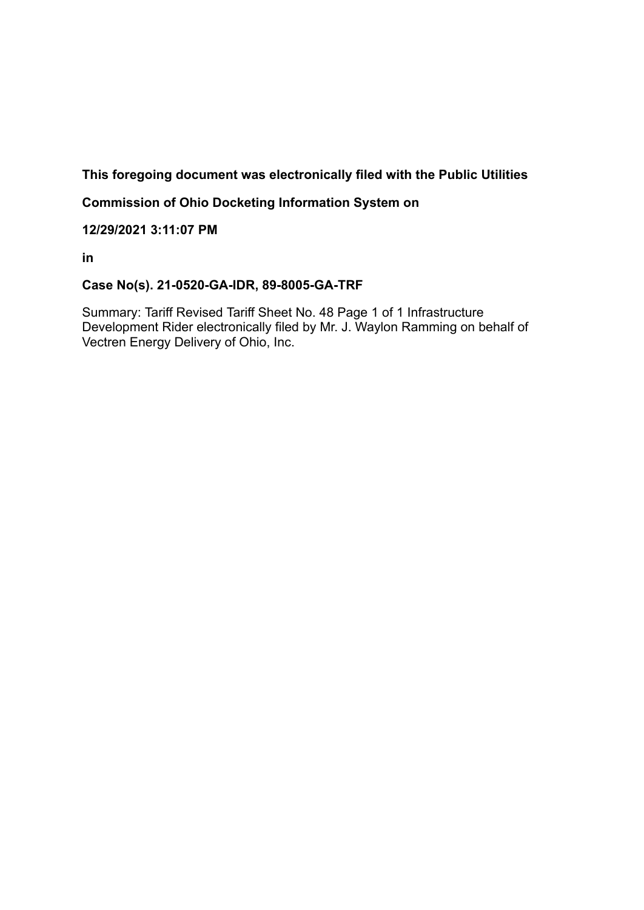**This foregoing document was electronically filed with the Public Utilities**

**Commission of Ohio Docketing Information System on**

**12/29/2021 3:11:07 PM**

**in**

**Case No(s). 21-0520-GA-IDR, 89-8005-GA-TRF**

Summary: Tariff Revised Tariff Sheet No. 48 Page 1 of 1 Infrastructure Development Rider electronically filed by Mr. J. Waylon Ramming on behalf of Vectren Energy Delivery of Ohio, Inc.